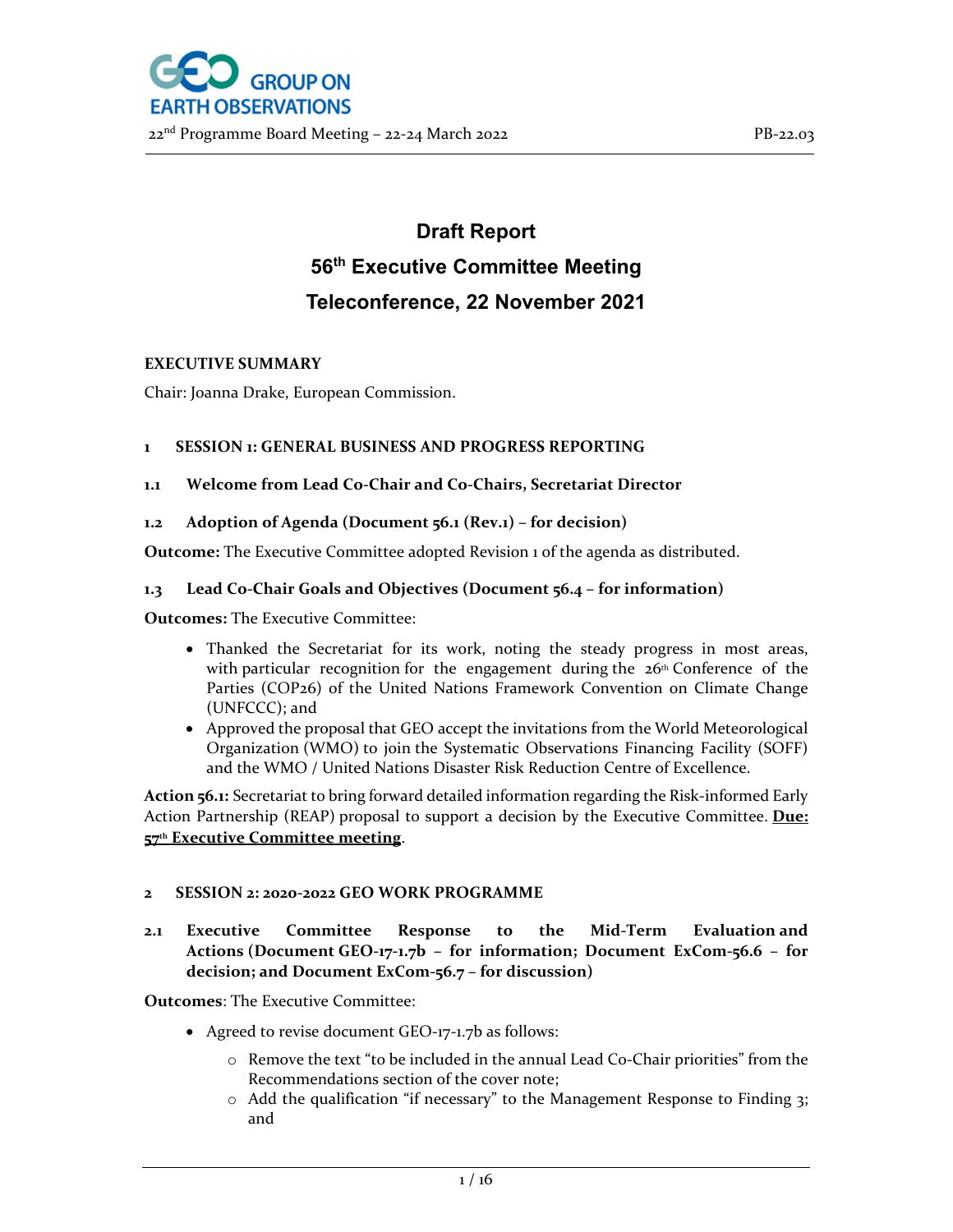# Draft Report

## 56th Executive Committee Meeting

## Teleconference, 22 November 2021

**EXECUTIVE SUMMARY**

Chair: Joanna Drake, European Commission.

### 1 SESSION 1: GENERAL BUSINESS AND PROGRESS REPORTING

#### 1.1 Welcome from Lead Co-Chair and Co-Chairs, Secretariat Director

#### 1.2 Adoption of Agenda (Document 56.1 (Rev.1) – for decision)

**Outcome:** The Executive Committee adopted Revision 1 of the agenda as distributed.

#### 1.3 Lead Co-Chair Goals and Objectives (Document 56.4 – for information)

**Outcomes:** The Executive Committee:

- Thanked the Secretariat for its work, noting the steady progress in most areas, with particular recognition for the engagement during the 26th Conference of the Parties (COP26) of the United Nations Framework Convention on Climate Change (UNFCCC); and
- Approved the proposal that GEO accept the invitations from the World Meteorological Organization (WMO) to join the Systematic Observations Financing Facility (SOFF) and the WMO / United Nations Disaster Risk Reduction Centre of Excellence.

**Action 56.1:** Secretariat to bring forward detailed information regarding the Risk-informed Early Action Partnership (REAP) proposal to support a decision by the Executive Committee. **Due: 57th Executive Committee meeting**.

### 2 SESSION 2: 2020-2022 GEO WORK PROGRAMME

#### 2.1 Executive Committee Response to the Mid-Term Evaluation and Actions (Document GEO-17-1.7b – for information; Document ExCom-56.6 – for decision; and Document ExCom-56.7 – for discussion)

**Outcomes**: The Executive Committee:

- Agreed to revise document GEO-17-1.7b as follows:
  - Remove the text "to be included in the annual Lead Co-Chair priorities" from the Recommendations section of the cover note;
  - Add the qualification "if necessary" to the Management Response to Finding 3; and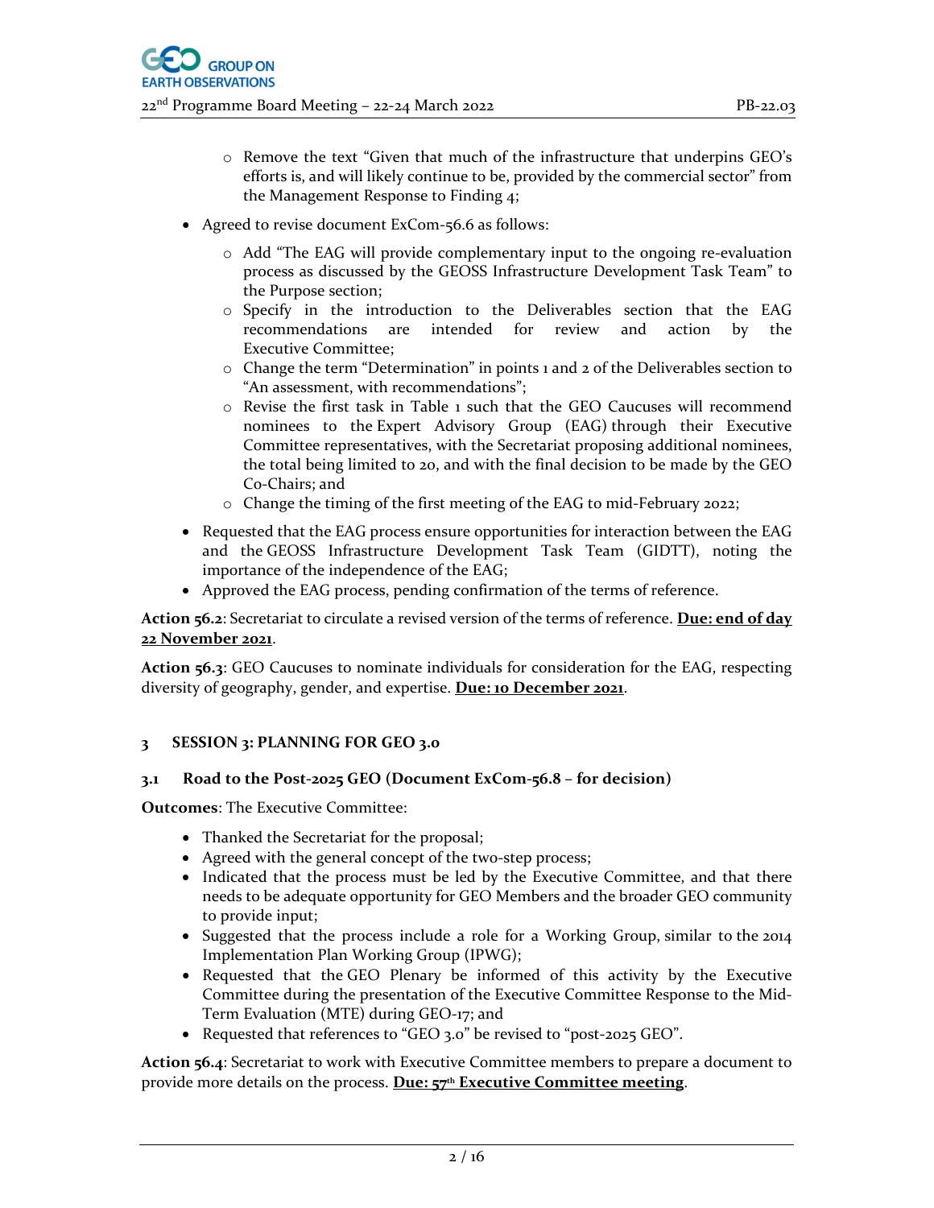- Remove the text "Given that much of the infrastructure that underpins GEO's efforts is, and will likely continue to be, provided by the commercial sector" from the Management Response to Finding 4;
- Agreed to revise document ExCom-56.6 as follows:
    - Add "The EAG will provide complementary input to the ongoing re-evaluation process as discussed by the GEOSS Infrastructure Development Task Team" to the Purpose section;
    - Specify in the introduction to the Deliverables section that the EAG recommendations are intended for review and action by the Executive Committee;
    - Change the term "Determination" in points 1 and 2 of the Deliverables section to "An assessment, with recommendations";
    - Revise the first task in Table 1 such that the GEO Caucuses will recommend nominees to the Expert Advisory Group (EAG) through their Executive Committee representatives, with the Secretariat proposing additional nominees, the total being limited to 20, and with the final decision to be made by the GEO Co-Chairs; and
    - Change the timing of the first meeting of the EAG to mid-February 2022;
- Requested that the EAG process ensure opportunities for interaction between the EAG and the GEOSS Infrastructure Development Task Team (GIDTT), noting the importance of the independence of the EAG;
- Approved the EAG process, pending confirmation of the terms of reference.

**Action 56.2**: Secretariat to circulate a revised version of the terms of reference. **Due: end of day 22 November 2021**.

**Action 56.3**: GEO Caucuses to nominate individuals for consideration for the EAG, respecting diversity of geography, gender, and expertise. **Due: 10 December 2021**.

## 3 SESSION 3: PLANNING FOR GEO 3.0

### 3.1 Road to the Post-2025 GEO (Document ExCom-56.8 – for decision)

**Outcomes**: The Executive Committee:

- Thanked the Secretariat for the proposal;
- Agreed with the general concept of the two-step process;
- Indicated that the process must be led by the Executive Committee, and that there needs to be adequate opportunity for GEO Members and the broader GEO community to provide input;
- Suggested that the process include a role for a Working Group, similar to the 2014 Implementation Plan Working Group (IPWG);
- Requested that the GEO Plenary be informed of this activity by the Executive Committee during the presentation of the Executive Committee Response to the Mid-Term Evaluation (MTE) during GEO-17; and
- Requested that references to "GEO 3.0" be revised to "post-2025 GEO".

**Action 56.4**: Secretariat to work with Executive Committee members to prepare a document to provide more details on the process. **Due: 57th Executive Committee meeting**.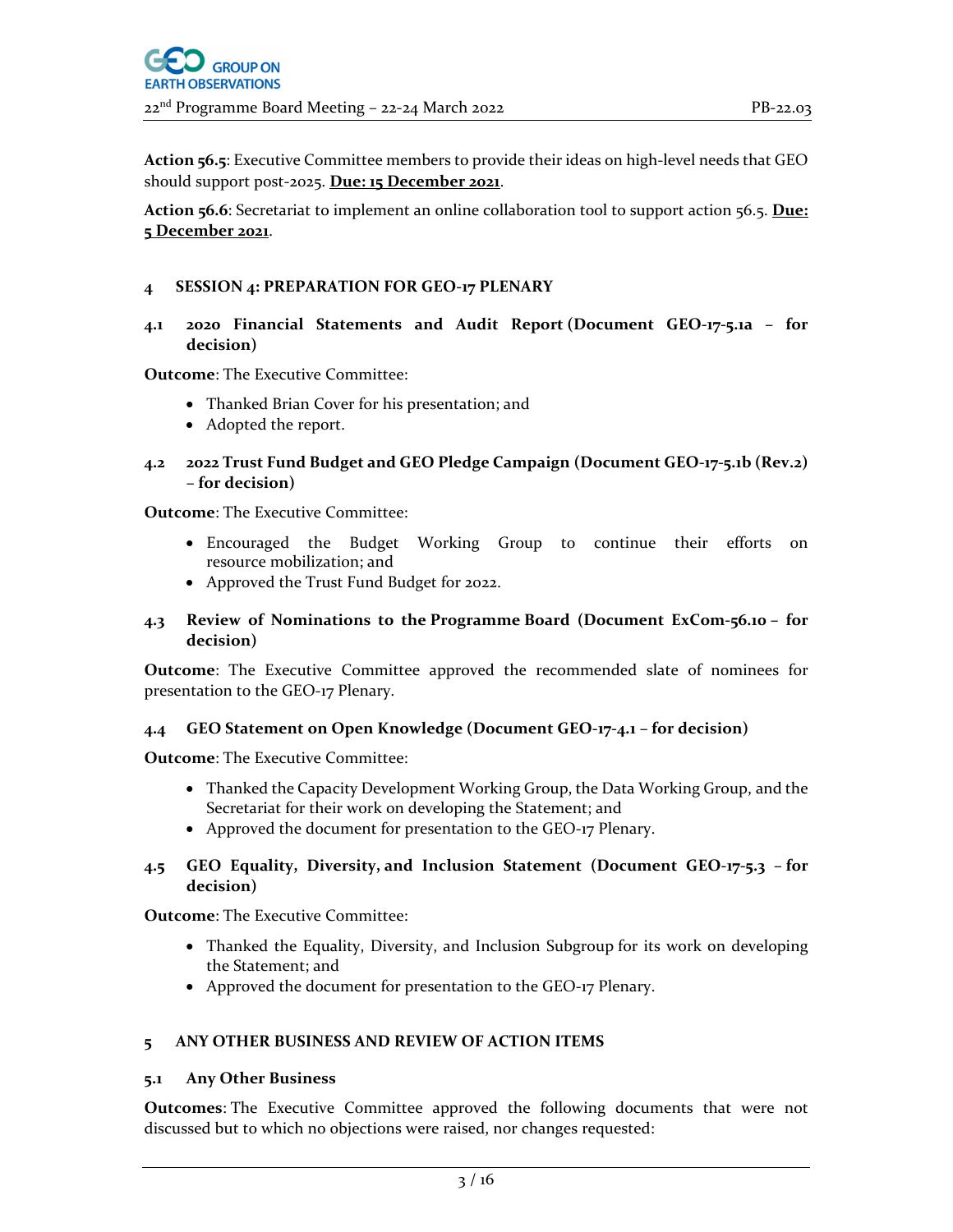**Action 56.5**: Executive Committee members to provide their ideas on high-level needs that GEO should support post-2025. **Due: 15 December 2021**.

**Action 56.6**: Secretariat to implement an online collaboration tool to support action 56.5. **Due: 5 December 2021**.

## 4 SESSION 4: PREPARATION FOR GEO-17 PLENARY

### 4.1 2020 Financial Statements and Audit Report (Document GEO-17-5.1a – for decision)

**Outcome**: The Executive Committee:

- Thanked Brian Cover for his presentation; and
- Adopted the report.

### 4.2 2022 Trust Fund Budget and GEO Pledge Campaign (Document GEO-17-5.1b (Rev.2) – for decision)

**Outcome**: The Executive Committee:

- Encouraged the Budget Working Group to continue their efforts on resource mobilization; and
- Approved the Trust Fund Budget for 2022.

### 4.3 Review of Nominations to the Programme Board (Document ExCom-56.10 – for decision)

**Outcome**: The Executive Committee approved the recommended slate of nominees for presentation to the GEO-17 Plenary.

### 4.4 GEO Statement on Open Knowledge (Document GEO-17-4.1 – for decision)

**Outcome**: The Executive Committee:

- Thanked the Capacity Development Working Group, the Data Working Group, and the Secretariat for their work on developing the Statement; and
- Approved the document for presentation to the GEO-17 Plenary.

### 4.5 GEO Equality, Diversity, and Inclusion Statement (Document GEO-17-5.3 – for decision)

**Outcome**: The Executive Committee:

- Thanked the Equality, Diversity, and Inclusion Subgroup for its work on developing the Statement; and
- Approved the document for presentation to the GEO-17 Plenary.

## 5 ANY OTHER BUSINESS AND REVIEW OF ACTION ITEMS

### 5.1 Any Other Business

**Outcomes**: The Executive Committee approved the following documents that were not discussed but to which no objections were raised, nor changes requested: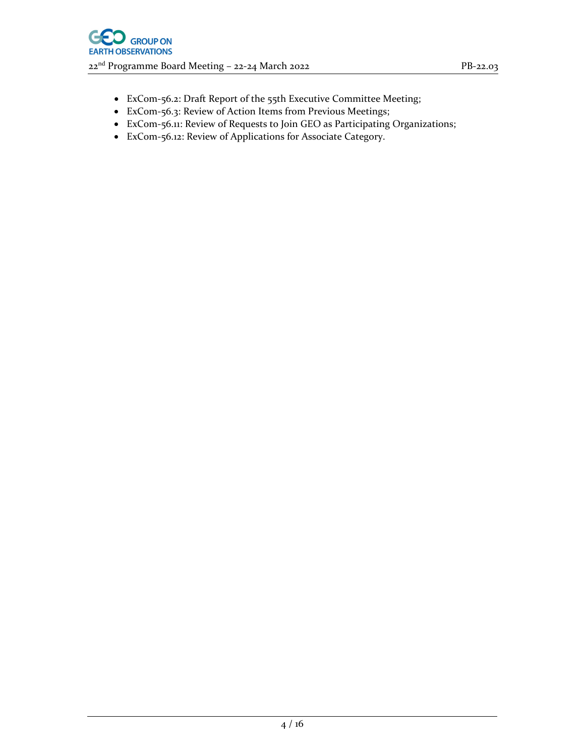- ExCom-56.2: Draft Report of the 55th Executive Committee Meeting;
- ExCom-56.3: Review of Action Items from Previous Meetings;
- ExCom-56.11: Review of Requests to Join GEO as Participating Organizations;
- ExCom-56.12: Review of Applications for Associate Category.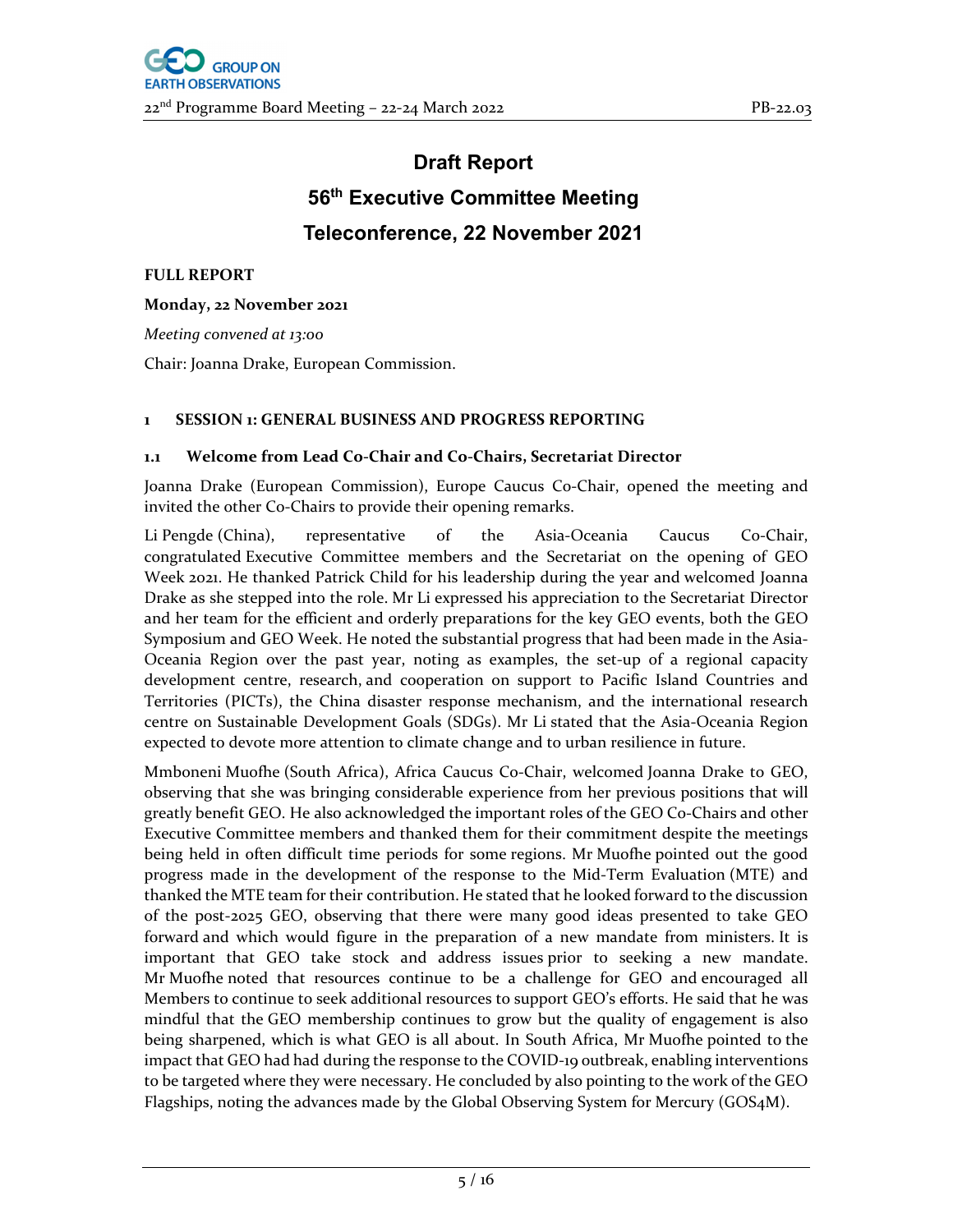# Draft Report

# 56th Executive Committee Meeting

# Teleconference, 22 November 2021

**FULL REPORT**

**Monday, 22 November 2021**

*Meeting convened at 13:00*

Chair: Joanna Drake, European Commission.

## 1 SESSION 1: GENERAL BUSINESS AND PROGRESS REPORTING

### 1.1 Welcome from Lead Co-Chair and Co-Chairs, Secretariat Director

Joanna Drake (European Commission), Europe Caucus Co-Chair, opened the meeting and invited the other Co-Chairs to provide their opening remarks.

Li Pengde (China), representative of the Asia-Oceania Caucus Co-Chair, congratulated Executive Committee members and the Secretariat on the opening of GEO Week 2021. He thanked Patrick Child for his leadership during the year and welcomed Joanna Drake as she stepped into the role. Mr Li expressed his appreciation to the Secretariat Director and her team for the efficient and orderly preparations for the key GEO events, both the GEO Symposium and GEO Week. He noted the substantial progress that had been made in the Asia-Oceania Region over the past year, noting as examples, the set-up of a regional capacity development centre, research, and cooperation on support to Pacific Island Countries and Territories (PICTs), the China disaster response mechanism, and the international research centre on Sustainable Development Goals (SDGs). Mr Li stated that the Asia-Oceania Region expected to devote more attention to climate change and to urban resilience in future.

Mmboneni Muofhe (South Africa), Africa Caucus Co-Chair, welcomed Joanna Drake to GEO, observing that she was bringing considerable experience from her previous positions that will greatly benefit GEO. He also acknowledged the important roles of the GEO Co-Chairs and other Executive Committee members and thanked them for their commitment despite the meetings being held in often difficult time periods for some regions. Mr Muofhe pointed out the good progress made in the development of the response to the Mid-Term Evaluation (MTE) and thanked the MTE team for their contribution. He stated that he looked forward to the discussion of the post-2025 GEO, observing that there were many good ideas presented to take GEO forward and which would figure in the preparation of a new mandate from ministers. It is important that GEO take stock and address issues prior to seeking a new mandate. Mr Muofhe noted that resources continue to be a challenge for GEO and encouraged all Members to continue to seek additional resources to support GEO's efforts. He said that he was mindful that the GEO membership continues to grow but the quality of engagement is also being sharpened, which is what GEO is all about. In South Africa, Mr Muofhe pointed to the impact that GEO had had during the response to the COVID-19 outbreak, enabling interventions to be targeted where they were necessary. He concluded by also pointing to the work of the GEO Flagships, noting the advances made by the Global Observing System for Mercury (GOS4M).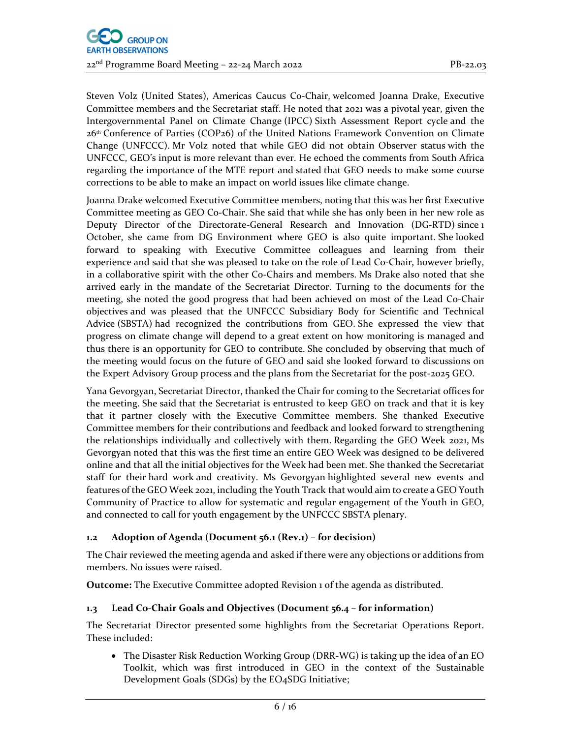Steven Volz (United States), Americas Caucus Co-Chair, welcomed Joanna Drake, Executive Committee members and the Secretariat staff. He noted that 2021 was a pivotal year, given the Intergovernmental Panel on Climate Change (IPCC) Sixth Assessment Report cycle and the 26th Conference of Parties (COP26) of the United Nations Framework Convention on Climate Change (UNFCCC). Mr Volz noted that while GEO did not obtain Observer status with the UNFCCC, GEO's input is more relevant than ever. He echoed the comments from South Africa regarding the importance of the MTE report and stated that GEO needs to make some course corrections to be able to make an impact on world issues like climate change.

Joanna Drake welcomed Executive Committee members, noting that this was her first Executive Committee meeting as GEO Co-Chair. She said that while she has only been in her new role as Deputy Director of the Directorate-General Research and Innovation (DG-RTD) since 1 October, she came from DG Environment where GEO is also quite important. She looked forward to speaking with Executive Committee colleagues and learning from their experience and said that she was pleased to take on the role of Lead Co-Chair, however briefly, in a collaborative spirit with the other Co-Chairs and members. Ms Drake also noted that she arrived early in the mandate of the Secretariat Director. Turning to the documents for the meeting, she noted the good progress that had been achieved on most of the Lead Co-Chair objectives and was pleased that the UNFCCC Subsidiary Body for Scientific and Technical Advice (SBSTA) had recognized the contributions from GEO. She expressed the view that progress on climate change will depend to a great extent on how monitoring is managed and thus there is an opportunity for GEO to contribute. She concluded by observing that much of the meeting would focus on the future of GEO and said she looked forward to discussions on the Expert Advisory Group process and the plans from the Secretariat for the post-2025 GEO.

Yana Gevorgyan, Secretariat Director, thanked the Chair for coming to the Secretariat offices for the meeting. She said that the Secretariat is entrusted to keep GEO on track and that it is key that it partner closely with the Executive Committee members. She thanked Executive Committee members for their contributions and feedback and looked forward to strengthening the relationships individually and collectively with them. Regarding the GEO Week 2021, Ms Gevorgyan noted that this was the first time an entire GEO Week was designed to be delivered online and that all the initial objectives for the Week had been met. She thanked the Secretariat staff for their hard work and creativity. Ms Gevorgyan highlighted several new events and features of the GEO Week 2021, including the Youth Track that would aim to create a GEO Youth Community of Practice to allow for systematic and regular engagement of the Youth in GEO, and connected to call for youth engagement by the UNFCCC SBSTA plenary.

### 1.2 Adoption of Agenda (Document 56.1 (Rev.1) – for decision)

The Chair reviewed the meeting agenda and asked if there were any objections or additions from members. No issues were raised.

**Outcome:** The Executive Committee adopted Revision 1 of the agenda as distributed.

### 1.3 Lead Co-Chair Goals and Objectives (Document 56.4 – for information)

The Secretariat Director presented some highlights from the Secretariat Operations Report. These included:

- The Disaster Risk Reduction Working Group (DRR-WG) is taking up the idea of an EO Toolkit, which was first introduced in GEO in the context of the Sustainable Development Goals (SDGs) by the EO4SDG Initiative;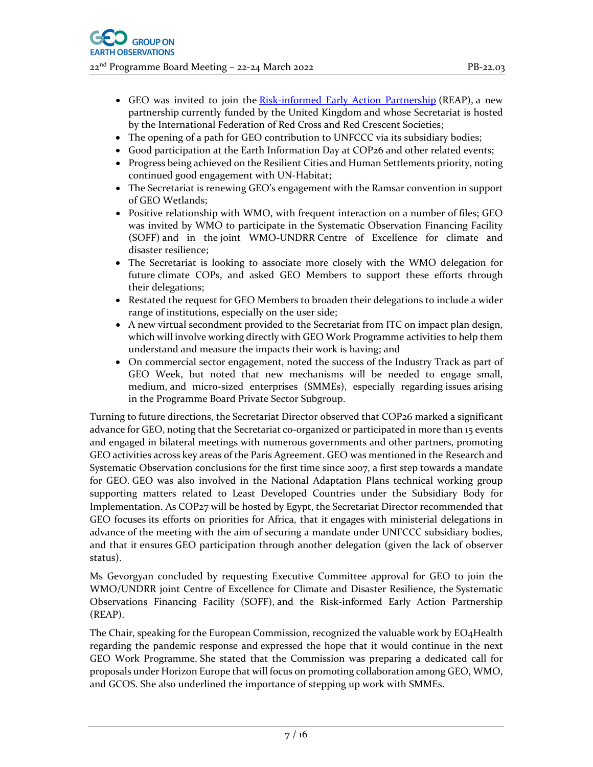- GEO was invited to join the [Risk-informed Early Action Partnership](#) (REAP), a new partnership currently funded by the United Kingdom and whose Secretariat is hosted by the International Federation of Red Cross and Red Crescent Societies;
- The opening of a path for GEO contribution to UNFCCC via its subsidiary bodies;
- Good participation at the Earth Information Day at COP26 and other related events;
- Progress being achieved on the Resilient Cities and Human Settlements priority, noting continued good engagement with UN-Habitat;
- The Secretariat is renewing GEO's engagement with the Ramsar convention in support of GEO Wetlands;
- Positive relationship with WMO, with frequent interaction on a number of files; GEO was invited by WMO to participate in the Systematic Observation Financing Facility (SOFF) and in the joint WMO-UNDRR Centre of Excellence for climate and disaster resilience;
- The Secretariat is looking to associate more closely with the WMO delegation for future climate COPs, and asked GEO Members to support these efforts through their delegations;
- Restated the request for GEO Members to broaden their delegations to include a wider range of institutions, especially on the user side;
- A new virtual secondment provided to the Secretariat from ITC on impact plan design, which will involve working directly with GEO Work Programme activities to help them understand and measure the impacts their work is having; and
- On commercial sector engagement, noted the success of the Industry Track as part of GEO Week, but noted that new mechanisms will be needed to engage small, medium, and micro-sized enterprises (SMMEs), especially regarding issues arising in the Programme Board Private Sector Subgroup.

Turning to future directions, the Secretariat Director observed that COP26 marked a significant advance for GEO, noting that the Secretariat co-organized or participated in more than 15 events and engaged in bilateral meetings with numerous governments and other partners, promoting GEO activities across key areas of the Paris Agreement. GEO was mentioned in the Research and Systematic Observation conclusions for the first time since 2007, a first step towards a mandate for GEO. GEO was also involved in the National Adaptation Plans technical working group supporting matters related to Least Developed Countries under the Subsidiary Body for Implementation. As COP27 will be hosted by Egypt, the Secretariat Director recommended that GEO focuses its efforts on priorities for Africa, that it engages with ministerial delegations in advance of the meeting with the aim of securing a mandate under UNFCCC subsidiary bodies, and that it ensures GEO participation through another delegation (given the lack of observer status).

Ms Gevorgyan concluded by requesting Executive Committee approval for GEO to join the WMO/UNDRR joint Centre of Excellence for Climate and Disaster Resilience, the Systematic Observations Financing Facility (SOFF), and the Risk-informed Early Action Partnership (REAP).

The Chair, speaking for the European Commission, recognized the valuable work by EO4Health regarding the pandemic response and expressed the hope that it would continue in the next GEO Work Programme. She stated that the Commission was preparing a dedicated call for proposals under Horizon Europe that will focus on promoting collaboration among GEO, WMO, and GCOS. She also underlined the importance of stepping up work with SMMEs.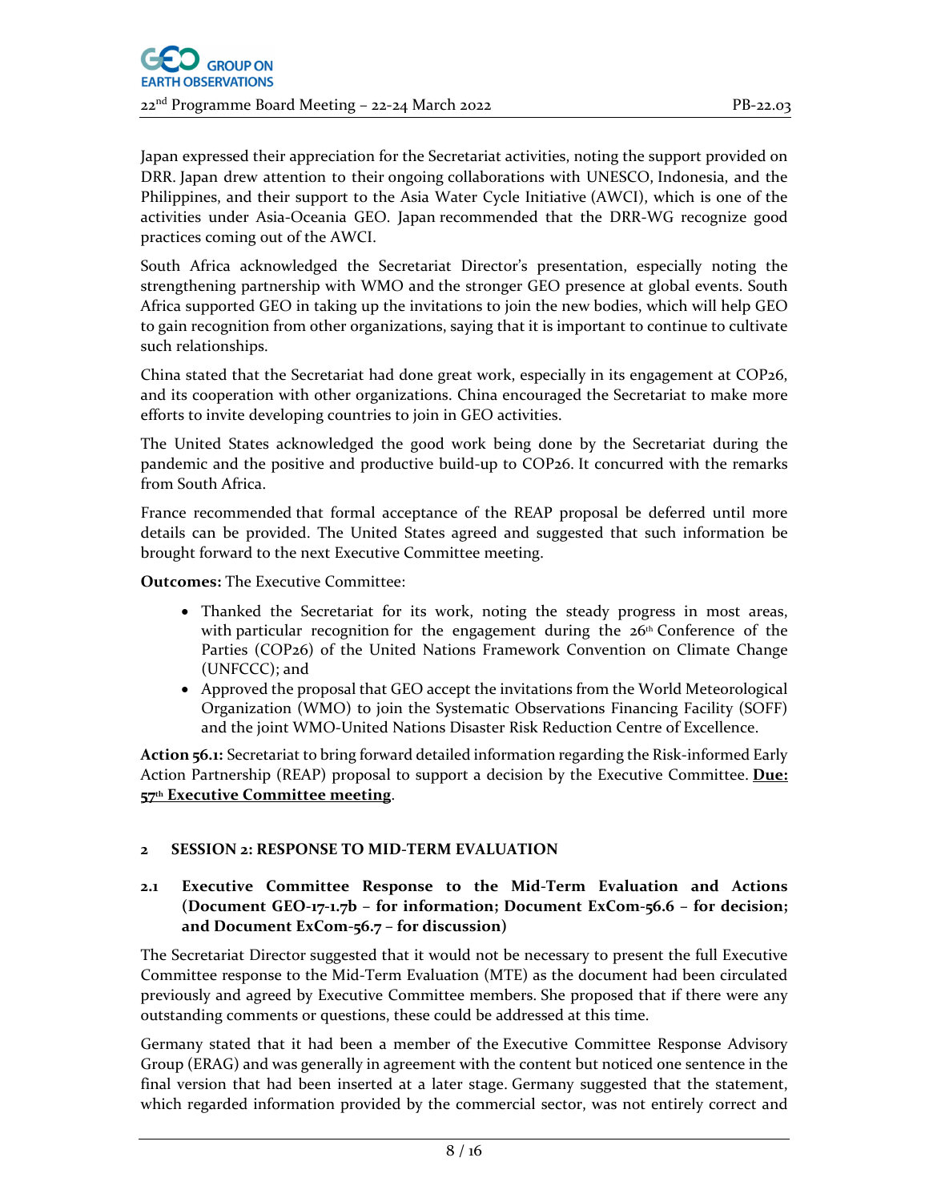Japan expressed their appreciation for the Secretariat activities, noting the support provided on DRR. Japan drew attention to their ongoing collaborations with UNESCO, Indonesia, and the Philippines, and their support to the Asia Water Cycle Initiative (AWCI), which is one of the activities under Asia-Oceania GEO. Japan recommended that the DRR-WG recognize good practices coming out of the AWCI.

South Africa acknowledged the Secretariat Director's presentation, especially noting the strengthening partnership with WMO and the stronger GEO presence at global events. South Africa supported GEO in taking up the invitations to join the new bodies, which will help GEO to gain recognition from other organizations, saying that it is important to continue to cultivate such relationships.

China stated that the Secretariat had done great work, especially in its engagement at COP26, and its cooperation with other organizations. China encouraged the Secretariat to make more efforts to invite developing countries to join in GEO activities.

The United States acknowledged the good work being done by the Secretariat during the pandemic and the positive and productive build-up to COP26. It concurred with the remarks from South Africa.

France recommended that formal acceptance of the REAP proposal be deferred until more details can be provided. The United States agreed and suggested that such information be brought forward to the next Executive Committee meeting.

**Outcomes:** The Executive Committee:

- Thanked the Secretariat for its work, noting the steady progress in most areas, with particular recognition for the engagement during the 26th Conference of the Parties (COP26) of the United Nations Framework Convention on Climate Change (UNFCCC); and
- Approved the proposal that GEO accept the invitations from the World Meteorological Organization (WMO) to join the Systematic Observations Financing Facility (SOFF) and the joint WMO-United Nations Disaster Risk Reduction Centre of Excellence.

**Action 56.1:** Secretariat to bring forward detailed information regarding the Risk-informed Early Action Partnership (REAP) proposal to support a decision by the Executive Committee. **Due: 57th Executive Committee meeting**.

## 2 SESSION 2: RESPONSE TO MID-TERM EVALUATION

### 2.1 Executive Committee Response to the Mid-Term Evaluation and Actions (Document GEO-17-1.7b – for information; Document ExCom-56.6 – for decision; and Document ExCom-56.7 – for discussion)

The Secretariat Director suggested that it would not be necessary to present the full Executive Committee response to the Mid-Term Evaluation (MTE) as the document had been circulated previously and agreed by Executive Committee members. She proposed that if there were any outstanding comments or questions, these could be addressed at this time.

Germany stated that it had been a member of the Executive Committee Response Advisory Group (ERAG) and was generally in agreement with the content but noticed one sentence in the final version that had been inserted at a later stage. Germany suggested that the statement, which regarded information provided by the commercial sector, was not entirely correct and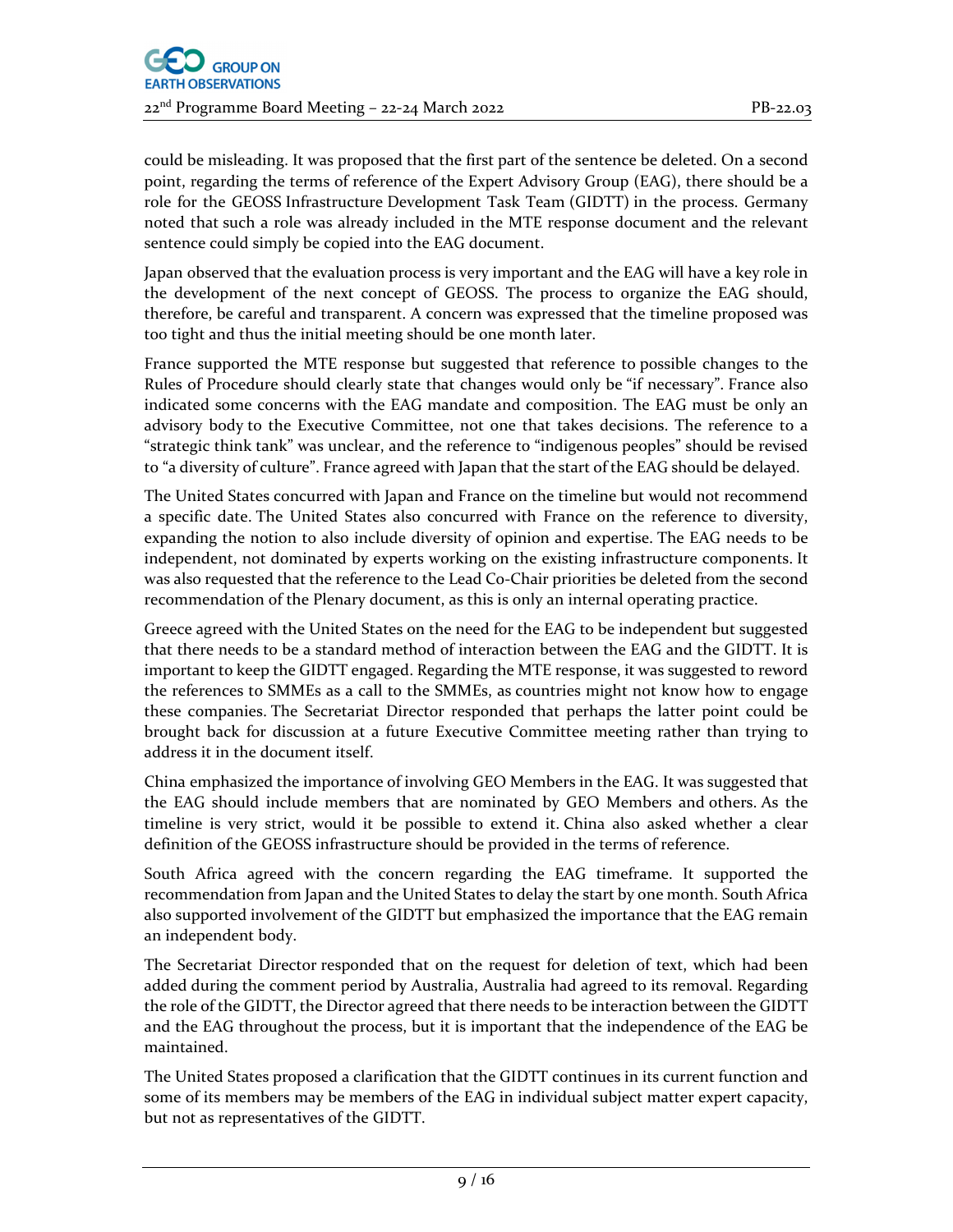could be misleading. It was proposed that the first part of the sentence be deleted. On a second point, regarding the terms of reference of the Expert Advisory Group (EAG), there should be a role for the GEOSS Infrastructure Development Task Team (GIDTT) in the process. Germany noted that such a role was already included in the MTE response document and the relevant sentence could simply be copied into the EAG document.

Japan observed that the evaluation process is very important and the EAG will have a key role in the development of the next concept of GEOSS. The process to organize the EAG should, therefore, be careful and transparent. A concern was expressed that the timeline proposed was too tight and thus the initial meeting should be one month later.

France supported the MTE response but suggested that reference to possible changes to the Rules of Procedure should clearly state that changes would only be "if necessary". France also indicated some concerns with the EAG mandate and composition. The EAG must be only an advisory body to the Executive Committee, not one that takes decisions. The reference to a "strategic think tank" was unclear, and the reference to "indigenous peoples" should be revised to "a diversity of culture". France agreed with Japan that the start of the EAG should be delayed.

The United States concurred with Japan and France on the timeline but would not recommend a specific date. The United States also concurred with France on the reference to diversity, expanding the notion to also include diversity of opinion and expertise. The EAG needs to be independent, not dominated by experts working on the existing infrastructure components. It was also requested that the reference to the Lead Co-Chair priorities be deleted from the second recommendation of the Plenary document, as this is only an internal operating practice.

Greece agreed with the United States on the need for the EAG to be independent but suggested that there needs to be a standard method of interaction between the EAG and the GIDTT. It is important to keep the GIDTT engaged. Regarding the MTE response, it was suggested to reword the references to SMMEs as a call to the SMMEs, as countries might not know how to engage these companies. The Secretariat Director responded that perhaps the latter point could be brought back for discussion at a future Executive Committee meeting rather than trying to address it in the document itself.

China emphasized the importance of involving GEO Members in the EAG. It was suggested that the EAG should include members that are nominated by GEO Members and others. As the timeline is very strict, would it be possible to extend it. China also asked whether a clear definition of the GEOSS infrastructure should be provided in the terms of reference.

South Africa agreed with the concern regarding the EAG timeframe. It supported the recommendation from Japan and the United States to delay the start by one month. South Africa also supported involvement of the GIDTT but emphasized the importance that the EAG remain an independent body.

The Secretariat Director responded that on the request for deletion of text, which had been added during the comment period by Australia, Australia had agreed to its removal. Regarding the role of the GIDTT, the Director agreed that there needs to be interaction between the GIDTT and the EAG throughout the process, but it is important that the independence of the EAG be maintained.

The United States proposed a clarification that the GIDTT continues in its current function and some of its members may be members of the EAG in individual subject matter expert capacity, but not as representatives of the GIDTT.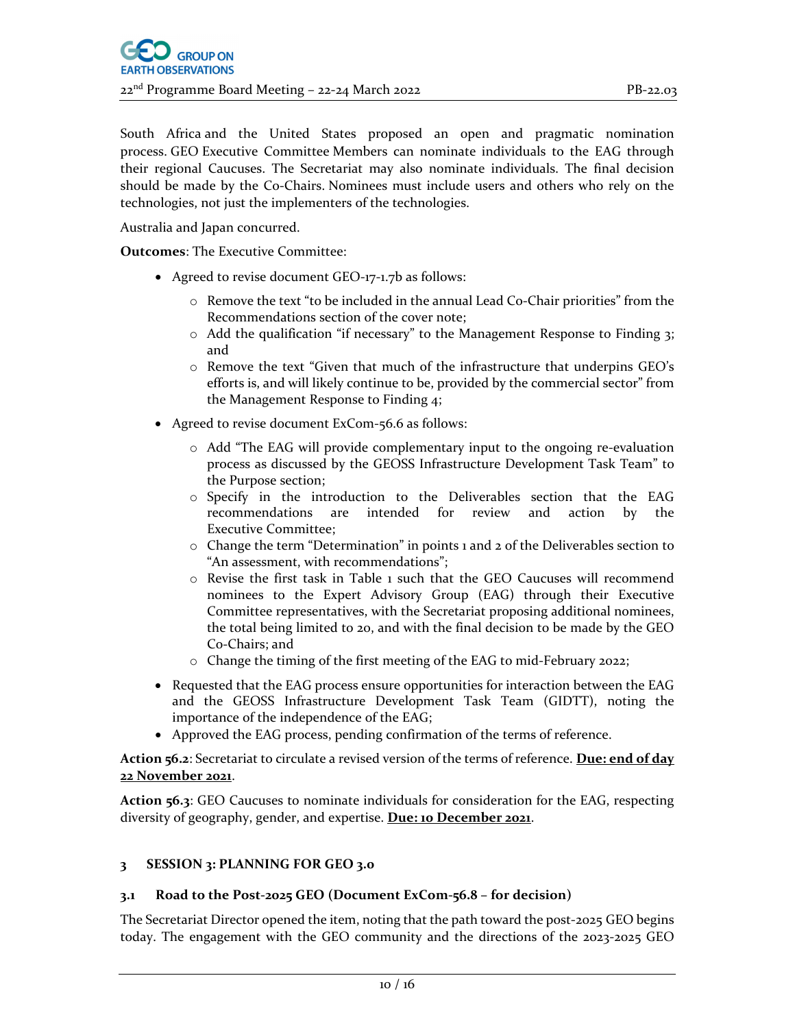South Africa and the United States proposed an open and pragmatic nomination process. GEO Executive Committee Members can nominate individuals to the EAG through their regional Caucuses. The Secretariat may also nominate individuals. The final decision should be made by the Co-Chairs. Nominees must include users and others who rely on the technologies, not just the implementers of the technologies.

Australia and Japan concurred.

**Outcomes**: The Executive Committee:

- Agreed to revise document GEO-17-1.7b as follows:
  - Remove the text "to be included in the annual Lead Co-Chair priorities" from the Recommendations section of the cover note;
  - Add the qualification "if necessary" to the Management Response to Finding 3; and
  - Remove the text "Given that much of the infrastructure that underpins GEO's efforts is, and will likely continue to be, provided by the commercial sector" from the Management Response to Finding 4;
- Agreed to revise document ExCom-56.6 as follows:
  - Add "The EAG will provide complementary input to the ongoing re-evaluation process as discussed by the GEOSS Infrastructure Development Task Team" to the Purpose section;
  - Specify in the introduction to the Deliverables section that the EAG recommendations are intended for review and action by the Executive Committee;
  - Change the term "Determination" in points 1 and 2 of the Deliverables section to "An assessment, with recommendations";
  - Revise the first task in Table 1 such that the GEO Caucuses will recommend nominees to the Expert Advisory Group (EAG) through their Executive Committee representatives, with the Secretariat proposing additional nominees, the total being limited to 20, and with the final decision to be made by the GEO Co-Chairs; and
  - Change the timing of the first meeting of the EAG to mid-February 2022;
- Requested that the EAG process ensure opportunities for interaction between the EAG and the GEOSS Infrastructure Development Task Team (GIDTT), noting the importance of the independence of the EAG;
- Approved the EAG process, pending confirmation of the terms of reference.

**Action 56.2**: Secretariat to circulate a revised version of the terms of reference. **Due: end of day 22 November 2021**.

**Action 56.3**: GEO Caucuses to nominate individuals for consideration for the EAG, respecting diversity of geography, gender, and expertise. **Due: 10 December 2021**.

## 3 SESSION 3: PLANNING FOR GEO 3.0

### 3.1 Road to the Post-2025 GEO (Document ExCom-56.8 – for decision)

The Secretariat Director opened the item, noting that the path toward the post-2025 GEO begins today. The engagement with the GEO community and the directions of the 2023-2025 GEO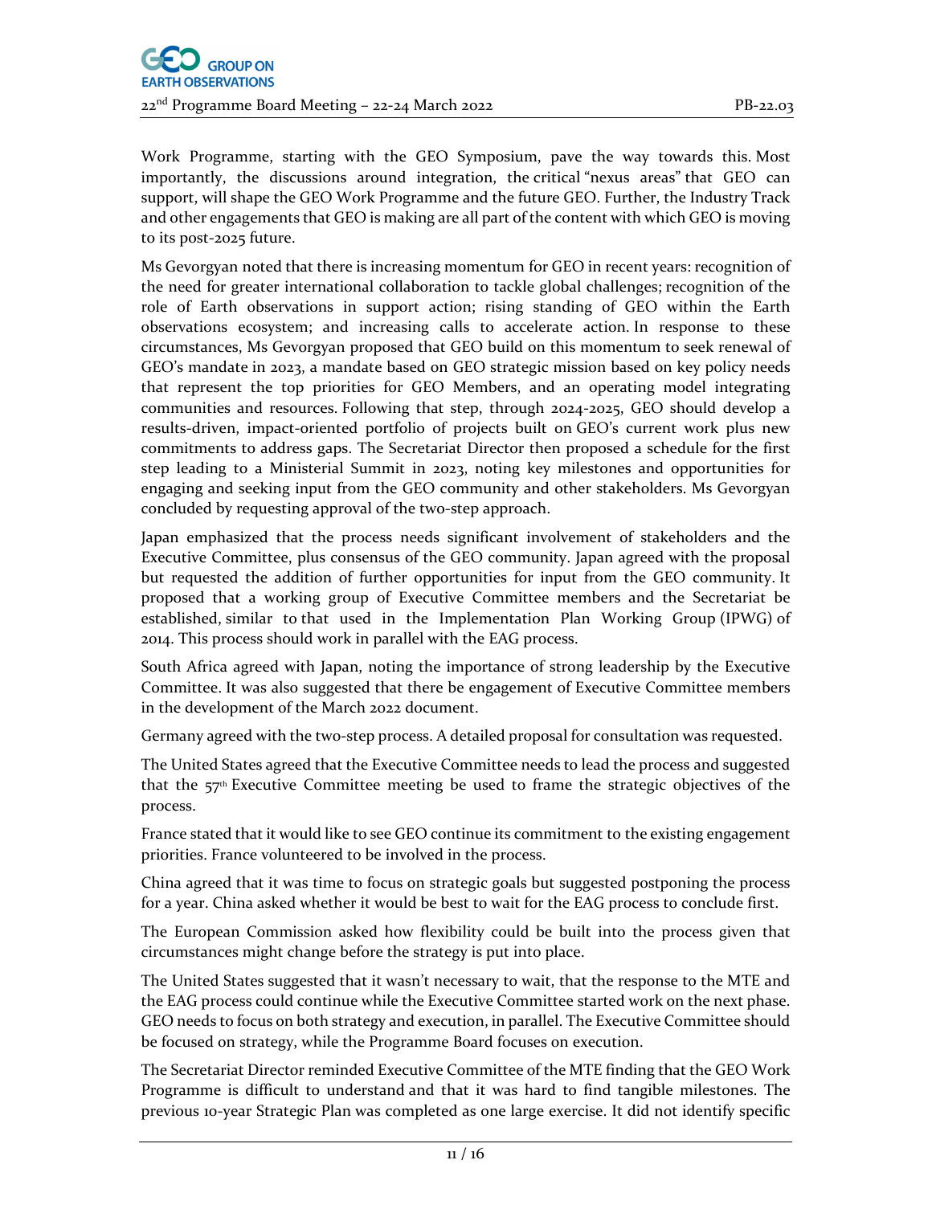Work Programme, starting with the GEO Symposium, pave the way towards this. Most importantly, the discussions around integration, the critical "nexus areas" that GEO can support, will shape the GEO Work Programme and the future GEO. Further, the Industry Track and other engagements that GEO is making are all part of the content with which GEO is moving to its post-2025 future.

Ms Gevorgyan noted that there is increasing momentum for GEO in recent years: recognition of the need for greater international collaboration to tackle global challenges; recognition of the role of Earth observations in support action; rising standing of GEO within the Earth observations ecosystem; and increasing calls to accelerate action. In response to these circumstances, Ms Gevorgyan proposed that GEO build on this momentum to seek renewal of GEO's mandate in 2023, a mandate based on GEO strategic mission based on key policy needs that represent the top priorities for GEO Members, and an operating model integrating communities and resources. Following that step, through 2024-2025, GEO should develop a results-driven, impact-oriented portfolio of projects built on GEO's current work plus new commitments to address gaps. The Secretariat Director then proposed a schedule for the first step leading to a Ministerial Summit in 2023, noting key milestones and opportunities for engaging and seeking input from the GEO community and other stakeholders. Ms Gevorgyan concluded by requesting approval of the two-step approach.

Japan emphasized that the process needs significant involvement of stakeholders and the Executive Committee, plus consensus of the GEO community. Japan agreed with the proposal but requested the addition of further opportunities for input from the GEO community. It proposed that a working group of Executive Committee members and the Secretariat be established, similar to that used in the Implementation Plan Working Group (IPWG) of 2014. This process should work in parallel with the EAG process.

South Africa agreed with Japan, noting the importance of strong leadership by the Executive Committee. It was also suggested that there be engagement of Executive Committee members in the development of the March 2022 document.

Germany agreed with the two-step process. A detailed proposal for consultation was requested.

The United States agreed that the Executive Committee needs to lead the process and suggested that the 57th Executive Committee meeting be used to frame the strategic objectives of the process.

France stated that it would like to see GEO continue its commitment to the existing engagement priorities. France volunteered to be involved in the process.

China agreed that it was time to focus on strategic goals but suggested postponing the process for a year. China asked whether it would be best to wait for the EAG process to conclude first.

The European Commission asked how flexibility could be built into the process given that circumstances might change before the strategy is put into place.

The United States suggested that it wasn't necessary to wait, that the response to the MTE and the EAG process could continue while the Executive Committee started work on the next phase. GEO needs to focus on both strategy and execution, in parallel. The Executive Committee should be focused on strategy, while the Programme Board focuses on execution.

The Secretariat Director reminded Executive Committee of the MTE finding that the GEO Work Programme is difficult to understand and that it was hard to find tangible milestones. The previous 10-year Strategic Plan was completed as one large exercise. It did not identify specific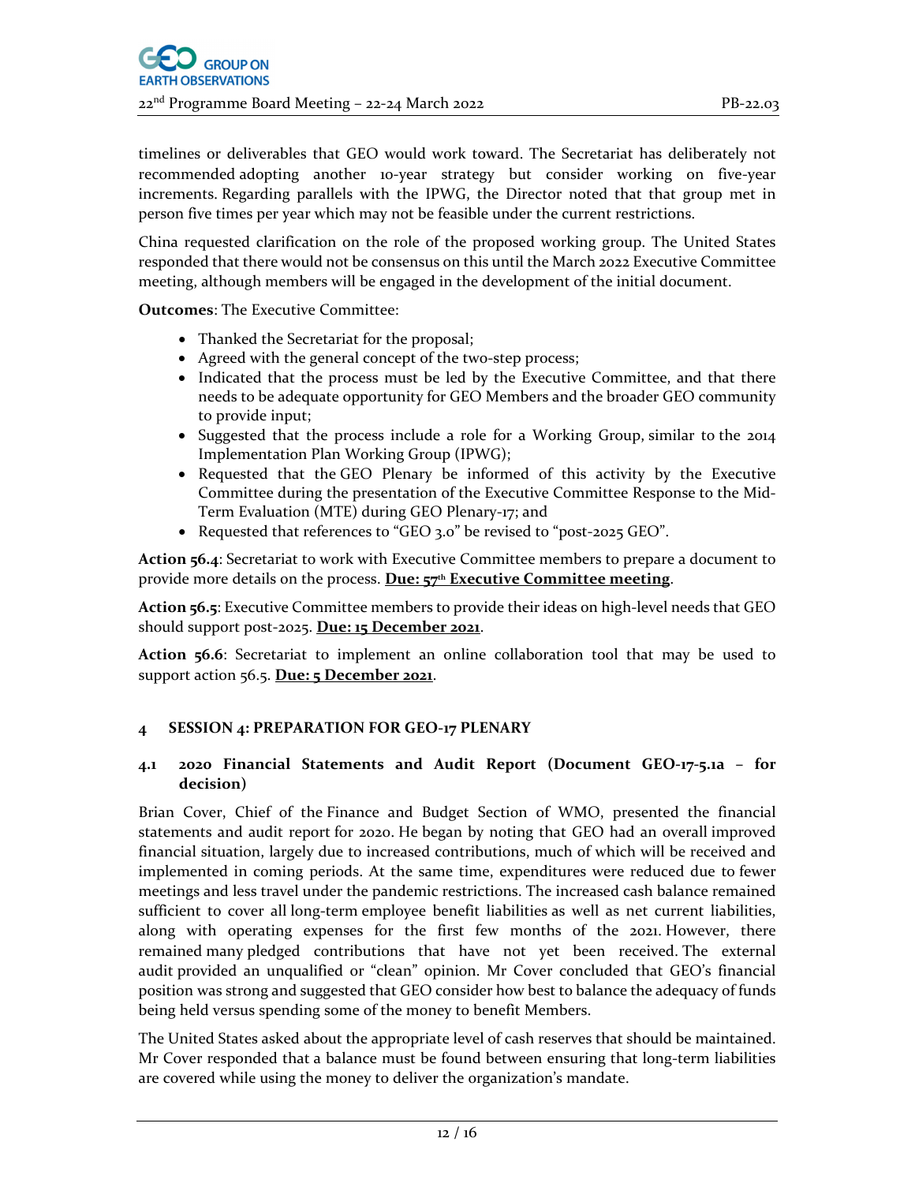timelines or deliverables that GEO would work toward. The Secretariat has deliberately not recommended adopting another 10-year strategy but consider working on five-year increments. Regarding parallels with the IPWG, the Director noted that that group met in person five times per year which may not be feasible under the current restrictions.

China requested clarification on the role of the proposed working group. The United States responded that there would not be consensus on this until the March 2022 Executive Committee meeting, although members will be engaged in the development of the initial document.

**Outcomes**: The Executive Committee:

- Thanked the Secretariat for the proposal;
- Agreed with the general concept of the two-step process;
- Indicated that the process must be led by the Executive Committee, and that there needs to be adequate opportunity for GEO Members and the broader GEO community to provide input;
- Suggested that the process include a role for a Working Group, similar to the 2014 Implementation Plan Working Group (IPWG);
- Requested that the GEO Plenary be informed of this activity by the Executive Committee during the presentation of the Executive Committee Response to the Mid-Term Evaluation (MTE) during GEO Plenary-17; and
- Requested that references to "GEO 3.0" be revised to "post-2025 GEO".

**Action 56.4**: Secretariat to work with Executive Committee members to prepare a document to provide more details on the process. **Due: 57th Executive Committee meeting**.

**Action 56.5**: Executive Committee members to provide their ideas on high-level needs that GEO should support post-2025. **Due: 15 December 2021**.

**Action 56.6**: Secretariat to implement an online collaboration tool that may be used to support action 56.5. **Due: 5 December 2021**.

## 4 SESSION 4: PREPARATION FOR GEO-17 PLENARY

### 4.1 2020 Financial Statements and Audit Report (Document GEO-17-5.1a – for decision)

Brian Cover, Chief of the Finance and Budget Section of WMO, presented the financial statements and audit report for 2020. He began by noting that GEO had an overall improved financial situation, largely due to increased contributions, much of which will be received and implemented in coming periods. At the same time, expenditures were reduced due to fewer meetings and less travel under the pandemic restrictions. The increased cash balance remained sufficient to cover all long-term employee benefit liabilities as well as net current liabilities, along with operating expenses for the first few months of the 2021. However, there remained many pledged contributions that have not yet been received. The external audit provided an unqualified or "clean" opinion. Mr Cover concluded that GEO's financial position was strong and suggested that GEO consider how best to balance the adequacy of funds being held versus spending some of the money to benefit Members.

The United States asked about the appropriate level of cash reserves that should be maintained. Mr Cover responded that a balance must be found between ensuring that long-term liabilities are covered while using the money to deliver the organization's mandate.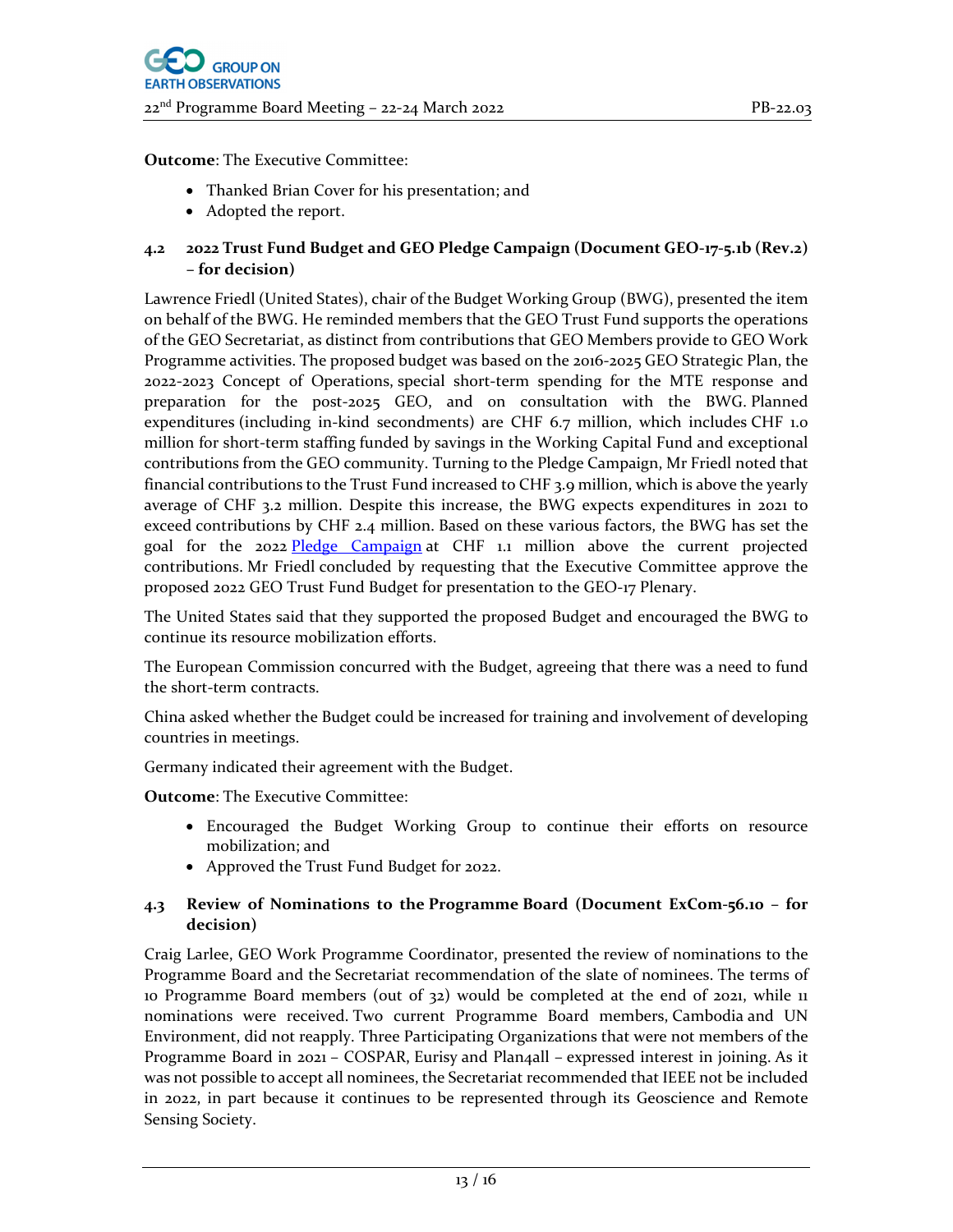**Outcome**: The Executive Committee:

- Thanked Brian Cover for his presentation; and
- Adopted the report.

### 4.2 2022 Trust Fund Budget and GEO Pledge Campaign (Document GEO-17-5.1b (Rev.2) – for decision)

Lawrence Friedl (United States), chair of the Budget Working Group (BWG), presented the item on behalf of the BWG. He reminded members that the GEO Trust Fund supports the operations of the GEO Secretariat, as distinct from contributions that GEO Members provide to GEO Work Programme activities. The proposed budget was based on the 2016-2025 GEO Strategic Plan, the 2022-2023 Concept of Operations, special short-term spending for the MTE response and preparation for the post-2025 GEO, and on consultation with the BWG. Planned expenditures (including in-kind secondments) are CHF 6.7 million, which includes CHF 1.0 million for short-term staffing funded by savings in the Working Capital Fund and exceptional contributions from the GEO community. Turning to the Pledge Campaign, Mr Friedl noted that financial contributions to the Trust Fund increased to CHF 3.9 million, which is above the yearly average of CHF 3.2 million. Despite this increase, the BWG expects expenditures in 2021 to exceed contributions by CHF 2.4 million. Based on these various factors, the BWG has set the goal for the 2022 Pledge Campaign at CHF 1.1 million above the current projected contributions. Mr Friedl concluded by requesting that the Executive Committee approve the proposed 2022 GEO Trust Fund Budget for presentation to the GEO-17 Plenary.

The United States said that they supported the proposed Budget and encouraged the BWG to continue its resource mobilization efforts.

The European Commission concurred with the Budget, agreeing that there was a need to fund the short-term contracts.

China asked whether the Budget could be increased for training and involvement of developing countries in meetings.

Germany indicated their agreement with the Budget.

**Outcome**: The Executive Committee:

- Encouraged the Budget Working Group to continue their efforts on resource mobilization; and
- Approved the Trust Fund Budget for 2022.

### 4.3 Review of Nominations to the Programme Board (Document ExCom-56.10 – for decision)

Craig Larlee, GEO Work Programme Coordinator, presented the review of nominations to the Programme Board and the Secretariat recommendation of the slate of nominees. The terms of 10 Programme Board members (out of 32) would be completed at the end of 2021, while 11 nominations were received. Two current Programme Board members, Cambodia and UN Environment, did not reapply. Three Participating Organizations that were not members of the Programme Board in 2021 – COSPAR, Eurisy and Plan4all – expressed interest in joining. As it was not possible to accept all nominees, the Secretariat recommended that IEEE not be included in 2022, in part because it continues to be represented through its Geoscience and Remote Sensing Society.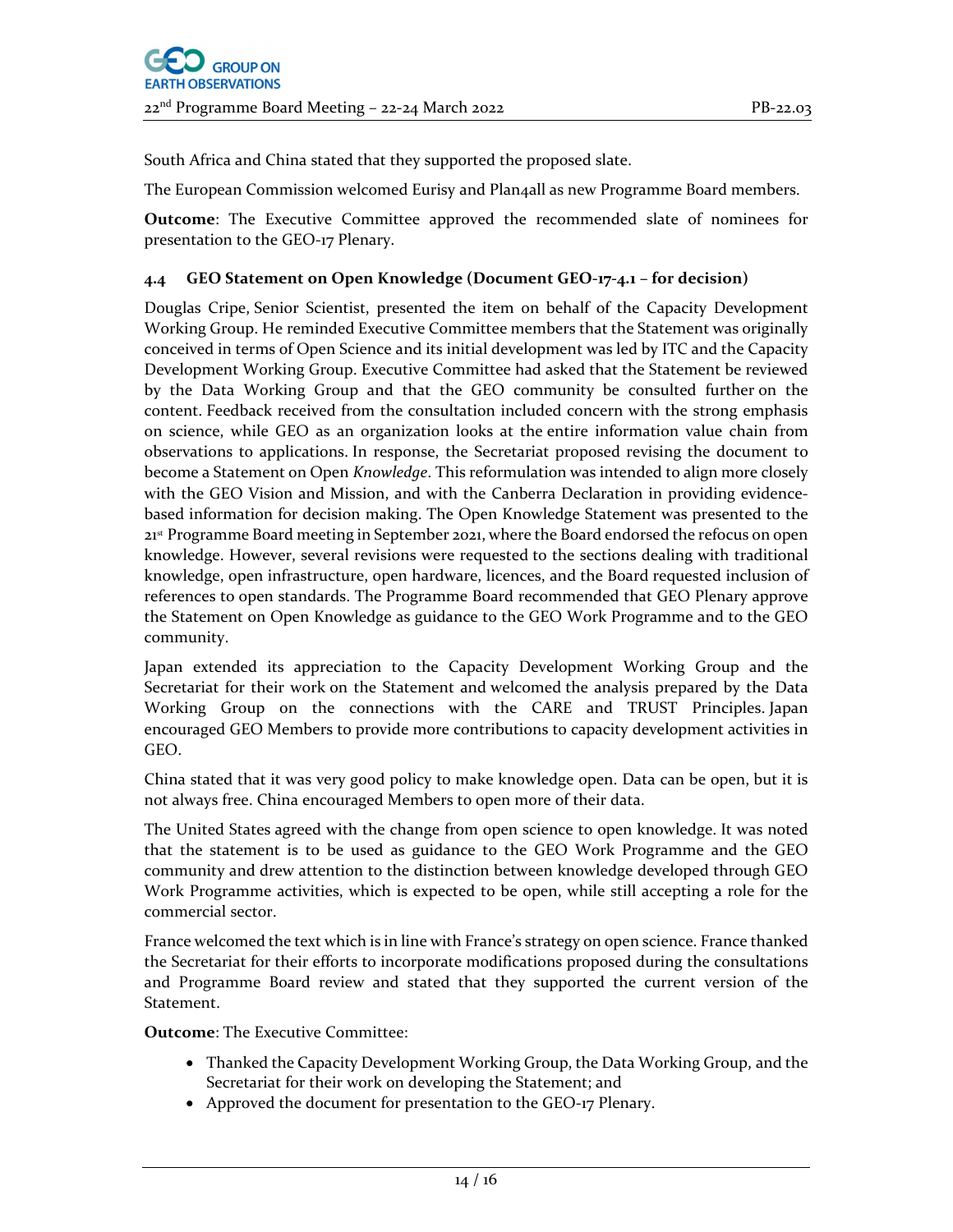South Africa and China stated that they supported the proposed slate.

The European Commission welcomed Eurisy and Plan4all as new Programme Board members.

**Outcome**: The Executive Committee approved the recommended slate of nominees for presentation to the GEO-17 Plenary.

### 4.4 GEO Statement on Open Knowledge (Document GEO-17-4.1 – for decision)

Douglas Cripe, Senior Scientist, presented the item on behalf of the Capacity Development Working Group. He reminded Executive Committee members that the Statement was originally conceived in terms of Open Science and its initial development was led by ITC and the Capacity Development Working Group. Executive Committee had asked that the Statement be reviewed by the Data Working Group and that the GEO community be consulted further on the content. Feedback received from the consultation included concern with the strong emphasis on science, while GEO as an organization looks at the entire information value chain from observations to applications. In response, the Secretariat proposed revising the document to become a Statement on Open *Knowledge*. This reformulation was intended to align more closely with the GEO Vision and Mission, and with the Canberra Declaration in providing evidence-based information for decision making. The Open Knowledge Statement was presented to the 21st Programme Board meeting in September 2021, where the Board endorsed the refocus on open knowledge. However, several revisions were requested to the sections dealing with traditional knowledge, open infrastructure, open hardware, licences, and the Board requested inclusion of references to open standards. The Programme Board recommended that GEO Plenary approve the Statement on Open Knowledge as guidance to the GEO Work Programme and to the GEO community.

Japan extended its appreciation to the Capacity Development Working Group and the Secretariat for their work on the Statement and welcomed the analysis prepared by the Data Working Group on the connections with the CARE and TRUST Principles. Japan encouraged GEO Members to provide more contributions to capacity development activities in GEO.

China stated that it was very good policy to make knowledge open. Data can be open, but it is not always free. China encouraged Members to open more of their data.

The United States agreed with the change from open science to open knowledge. It was noted that the statement is to be used as guidance to the GEO Work Programme and the GEO community and drew attention to the distinction between knowledge developed through GEO Work Programme activities, which is expected to be open, while still accepting a role for the commercial sector.

France welcomed the text which is in line with France's strategy on open science. France thanked the Secretariat for their efforts to incorporate modifications proposed during the consultations and Programme Board review and stated that they supported the current version of the Statement.

**Outcome**: The Executive Committee:

- Thanked the Capacity Development Working Group, the Data Working Group, and the Secretariat for their work on developing the Statement; and
- Approved the document for presentation to the GEO-17 Plenary.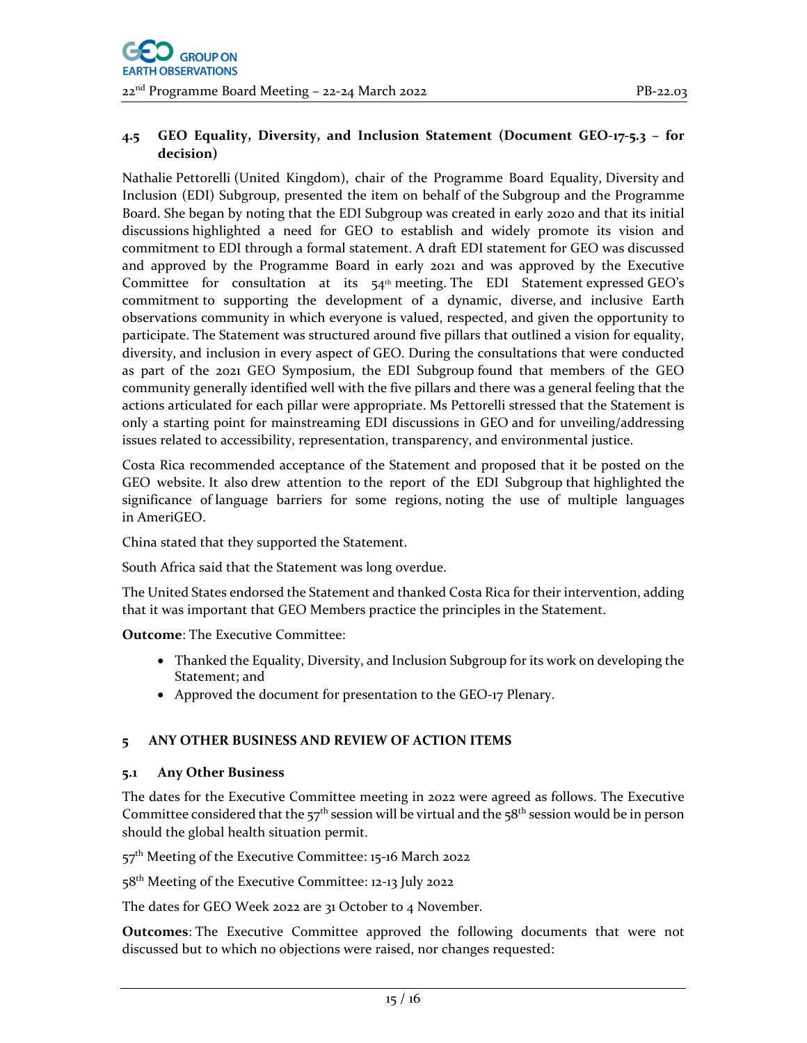### 4.5 GEO Equality, Diversity, and Inclusion Statement (Document GEO-17-5.3 – for decision)

Nathalie Pettorelli (United Kingdom), chair of the Programme Board Equality, Diversity and Inclusion (EDI) Subgroup, presented the item on behalf of the Subgroup and the Programme Board. She began by noting that the EDI Subgroup was created in early 2020 and that its initial discussions highlighted a need for GEO to establish and widely promote its vision and commitment to EDI through a formal statement. A draft EDI statement for GEO was discussed and approved by the Programme Board in early 2021 and was approved by the Executive Committee for consultation at its 54th meeting. The EDI Statement expressed GEO's commitment to supporting the development of a dynamic, diverse, and inclusive Earth observations community in which everyone is valued, respected, and given the opportunity to participate. The Statement was structured around five pillars that outlined a vision for equality, diversity, and inclusion in every aspect of GEO. During the consultations that were conducted as part of the 2021 GEO Symposium, the EDI Subgroup found that members of the GEO community generally identified well with the five pillars and there was a general feeling that the actions articulated for each pillar were appropriate. Ms Pettorelli stressed that the Statement is only a starting point for mainstreaming EDI discussions in GEO and for unveiling/addressing issues related to accessibility, representation, transparency, and environmental justice.

Costa Rica recommended acceptance of the Statement and proposed that it be posted on the GEO website. It also drew attention to the report of the EDI Subgroup that highlighted the significance of language barriers for some regions, noting the use of multiple languages in AmeriGEO.

China stated that they supported the Statement.

South Africa said that the Statement was long overdue.

The United States endorsed the Statement and thanked Costa Rica for their intervention, adding that it was important that GEO Members practice the principles in the Statement.

**Outcome**: The Executive Committee:

- Thanked the Equality, Diversity, and Inclusion Subgroup for its work on developing the Statement; and
- Approved the document for presentation to the GEO-17 Plenary.

## 5 ANY OTHER BUSINESS AND REVIEW OF ACTION ITEMS

### 5.1 Any Other Business

The dates for the Executive Committee meeting in 2022 were agreed as follows. The Executive Committee considered that the 57th session will be virtual and the 58th session would be in person should the global health situation permit.

57th Meeting of the Executive Committee: 15-16 March 2022

58th Meeting of the Executive Committee: 12-13 July 2022

The dates for GEO Week 2022 are 31 October to 4 November.

**Outcomes**: The Executive Committee approved the following documents that were not discussed but to which no objections were raised, nor changes requested: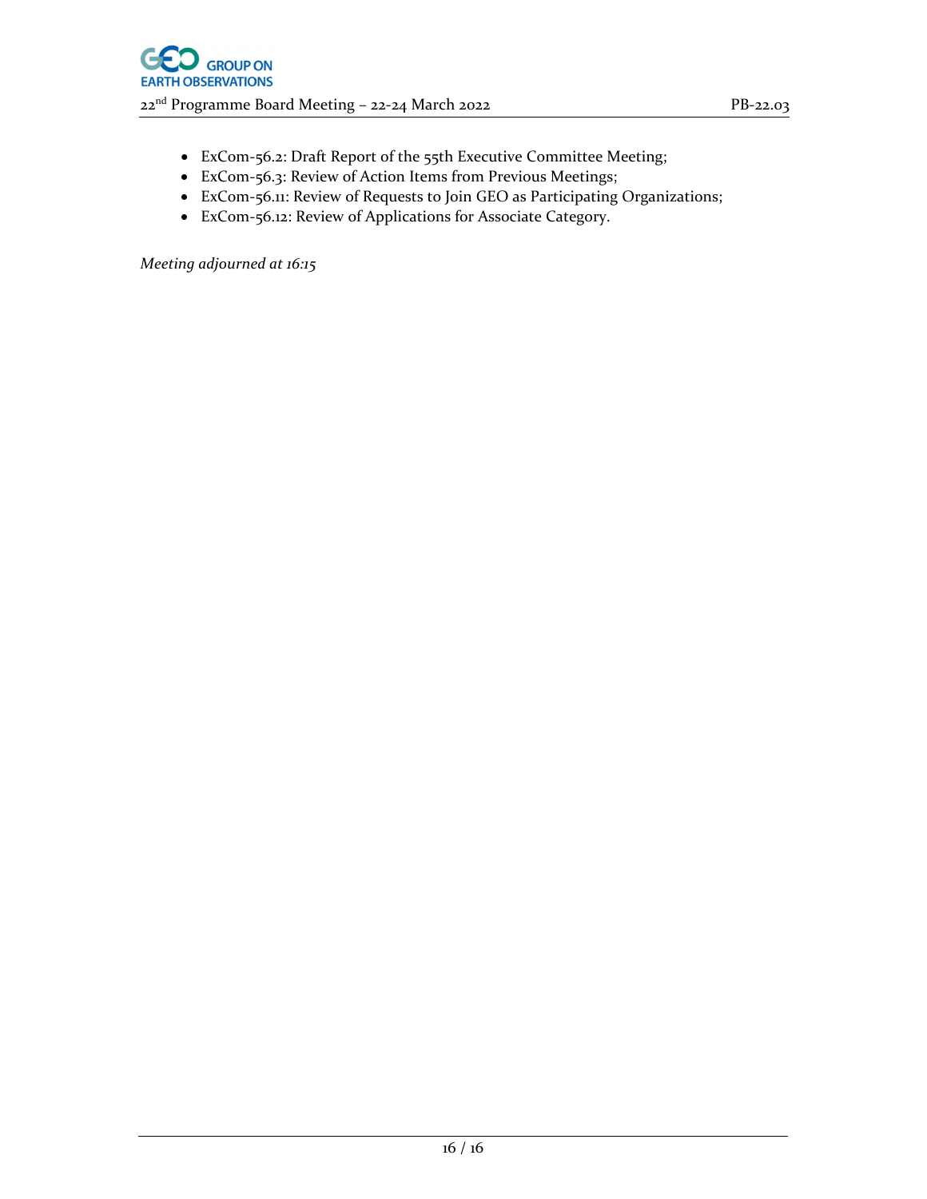- ExCom-56.2: Draft Report of the 55th Executive Committee Meeting;
- ExCom-56.3: Review of Action Items from Previous Meetings;
- ExCom-56.11: Review of Requests to Join GEO as Participating Organizations;
- ExCom-56.12: Review of Applications for Associate Category.

*Meeting adjourned at 16:15*